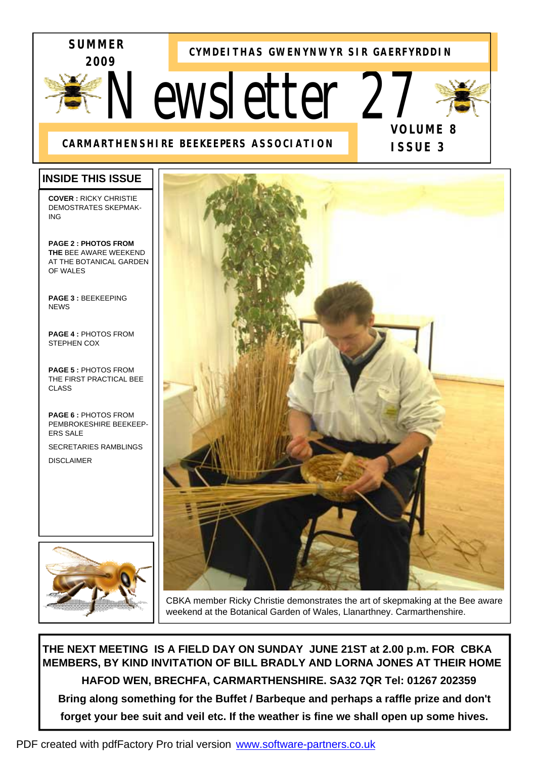**SUMMER 2009**

**CYMDEITHAS GWENYNWYR SIR GAERFYRDDIN**

# Newsletter 27

**CARMARTHENSHIRE BEEKEEPERS ASSOCIATION**

**VOLUME 8**
**ISSUE 3**

## INSIDE THIS ISSUE

**COVER :** RICKY CHRISTIE DEMOSTRATES SKEPMAKING

**PAGE 2 : PHOTOS FROM THE** BEE AWARE WEEKEND AT THE BOTANICAL GARDEN OF WALES

**PAGE 3 :** BEEKEEPING NEWS

**PAGE 4 :** PHOTOS FROM STEPHEN COX

**PAGE 5 :** PHOTOS FROM THE FIRST PRACTICAL BEE CLASS

**PAGE 6 :** PHOTOS FROM PEMBROKESHIRE BEEKEEPERS SALE

SECRETARIES RAMBLINGS

DISCLAIMER

CBKA member Ricky Christie demonstrates the art of skepmaking at the Bee aware weekend at the Botanical Garden of Wales, Llanarthney. Carmarthenshire.

**THE NEXT MEETING IS A FIELD DAY ON SUNDAY JUNE 21ST at 2.00 p.m. FOR CBKA MEMBERS, BY KIND INVITATION OF BILL BRADLY AND LORNA JONES AT THEIR HOME HAFOD WEN, BRECHFA, CARMARTHENSHIRE. SA32 7QR Tel: 01267 202359**

**Bring along something for the Buffet / Barbeque and perhaps a raffle prize and don't forget your bee suit and veil etc. If the weather is fine we shall open up some hives.**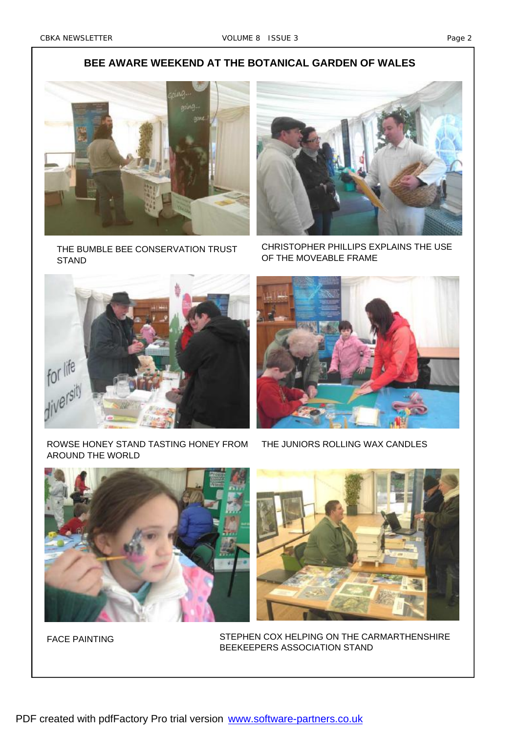## BEE AWARE WEEKEND AT THE BOTANICAL GARDEN OF WALES

THE BUMBLE BEE CONSERVATION TRUST STAND

CHRISTOPHER PHILLIPS EXPLAINS THE USE OF THE MOVEABLE FRAME

ROWSE HONEY STAND TASTING HONEY FROM AROUND THE WORLD

THE JUNIORS ROLLING WAX CANDLES

FACE PAINTING

STEPHEN COX HELPING ON THE CARMARTHENSHIRE BEEKEEPERS ASSOCIATION STAND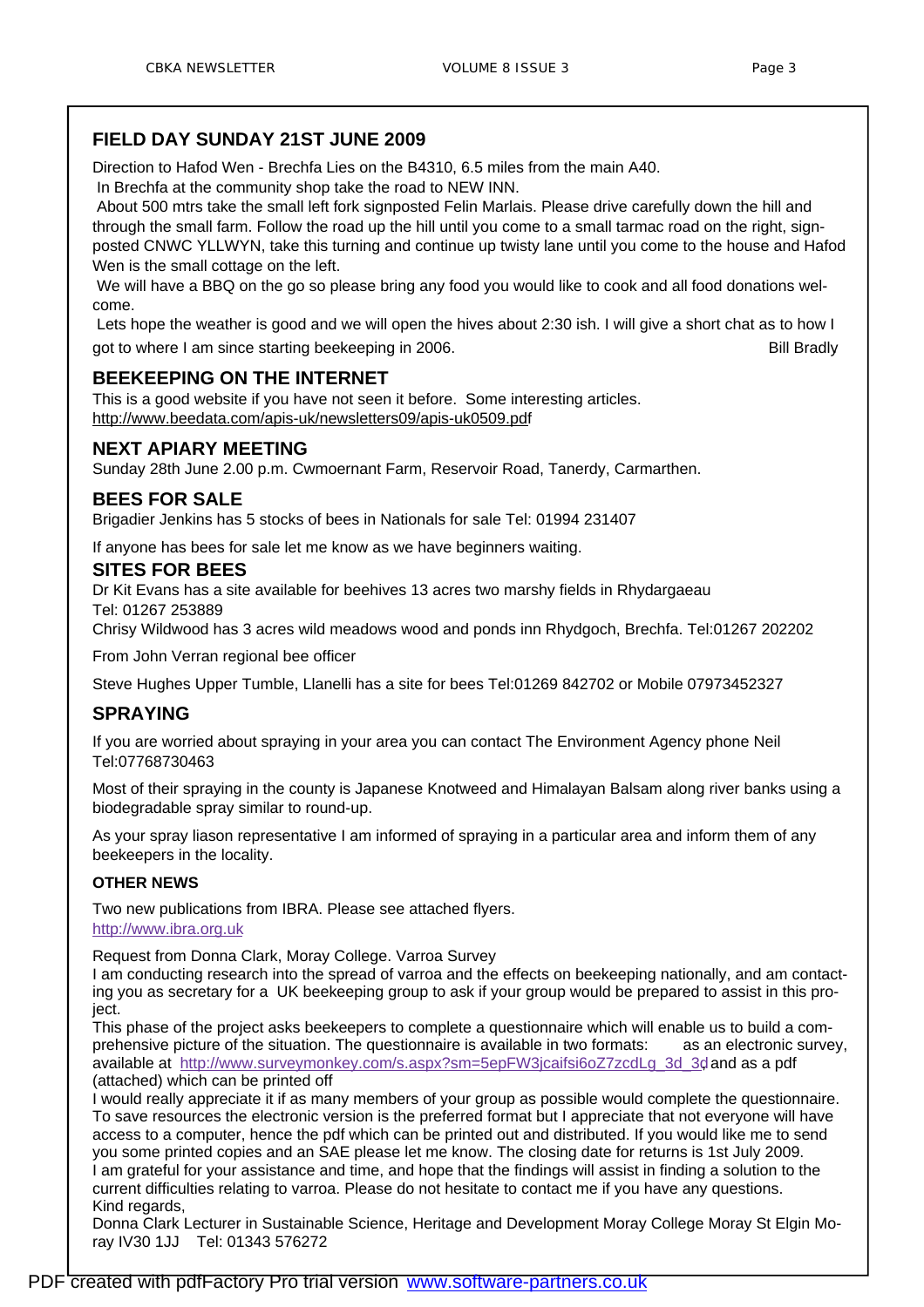## FIELD DAY SUNDAY 21ST JUNE 2009

Direction to Hafod Wen - Brechfa Lies on the B4310, 6.5 miles from the main A40.
In Brechfa at the community shop take the road to NEW INN.
About 500 mtrs take the small left fork signposted Felin Marlais. Please drive carefully down the hill and through the small farm. Follow the road up the hill until you come to a small tarmac road on the right, sign-posted CNWC YLLWYN, take this turning and continue up twisty lane until you come to the house and Hafod Wen is the small cottage on the left.
We will have a BBQ on the go so please bring any food you would like to cook and all food donations welcome.
Lets hope the weather is good and we will open the hives about 2:30 ish. I will give a short chat as to how I got to where I am since starting beekeeping in 2006.

Bill Bradly

## BEEKEEPING ON THE INTERNET

This is a good website if you have not seen it before. Some interesting articles.
http://www.beedata.com/apis-uk/newsletters09/apis-uk0509.pdf

## NEXT APIARY MEETING

Sunday 28th June 2.00 p.m. Cwmoernant Farm, Reservoir Road, Tanerdy, Carmarthen.

## BEES FOR SALE

Brigadier Jenkins has 5 stocks of bees in Nationals for sale Tel: 01994 231407

If anyone has bees for sale let me know as we have beginners waiting.

## SITES FOR BEES

Dr Kit Evans has a site available for beehives 13 acres two marshy fields in Rhydargaeau
Tel: 01267 253889
Chrisy Wildwood has 3 acres wild meadows wood and ponds inn Rhydgoch, Brechfa. Tel:01267 202202

From John Verran regional bee officer

Steve Hughes Upper Tumble, Llanelli has a site for bees Tel:01269 842702 or Mobile 07973452327

## SPRAYING

If you are worried about spraying in your area you can contact The Environment Agency phone Neil Tel:07768730463

Most of their spraying in the county is Japanese Knotweed and Himalayan Balsam along river banks using a biodegradable spray similar to round-up.

As your spray liason representative I am informed of spraying in a particular area and inform them of any beekeepers in the locality.

### OTHER NEWS

Two new publications from IBRA. Please see attached flyers.
http://www.ibra.org.uk

Request from Donna Clark, Moray College. Varroa Survey
I am conducting research into the spread of varroa and the effects on beekeeping nationally, and am contacting you as secretary for a UK beekeeping group to ask if your group would be prepared to assist in this project.
This phase of the project asks beekeepers to complete a questionnaire which will enable us to build a comprehensive picture of the situation. The questionnaire is available in two formats: as an electronic survey, available at http://www.surveymonkey.com/s.aspx?sm=5epFW3jcaifsi6oZ7zcdLg_3d_3d and as a pdf (attached) which can be printed off
I would really appreciate it if as many members of your group as possible would complete the questionnaire. To save resources the electronic version is the preferred format but I appreciate that not everyone will have access to a computer, hence the pdf which can be printed out and distributed. If you would like me to send you some printed copies and an SAE please let me know. The closing date for returns is 1st July 2009.
I am grateful for your assistance and time, and hope that the findings will assist in finding a solution to the current difficulties relating to varroa. Please do not hesitate to contact me if you have any questions.
Kind regards,
Donna Clark Lecturer in Sustainable Science, Heritage and Development Moray College Moray St Elgin Moray IV30 1JJ Tel: 01343 576272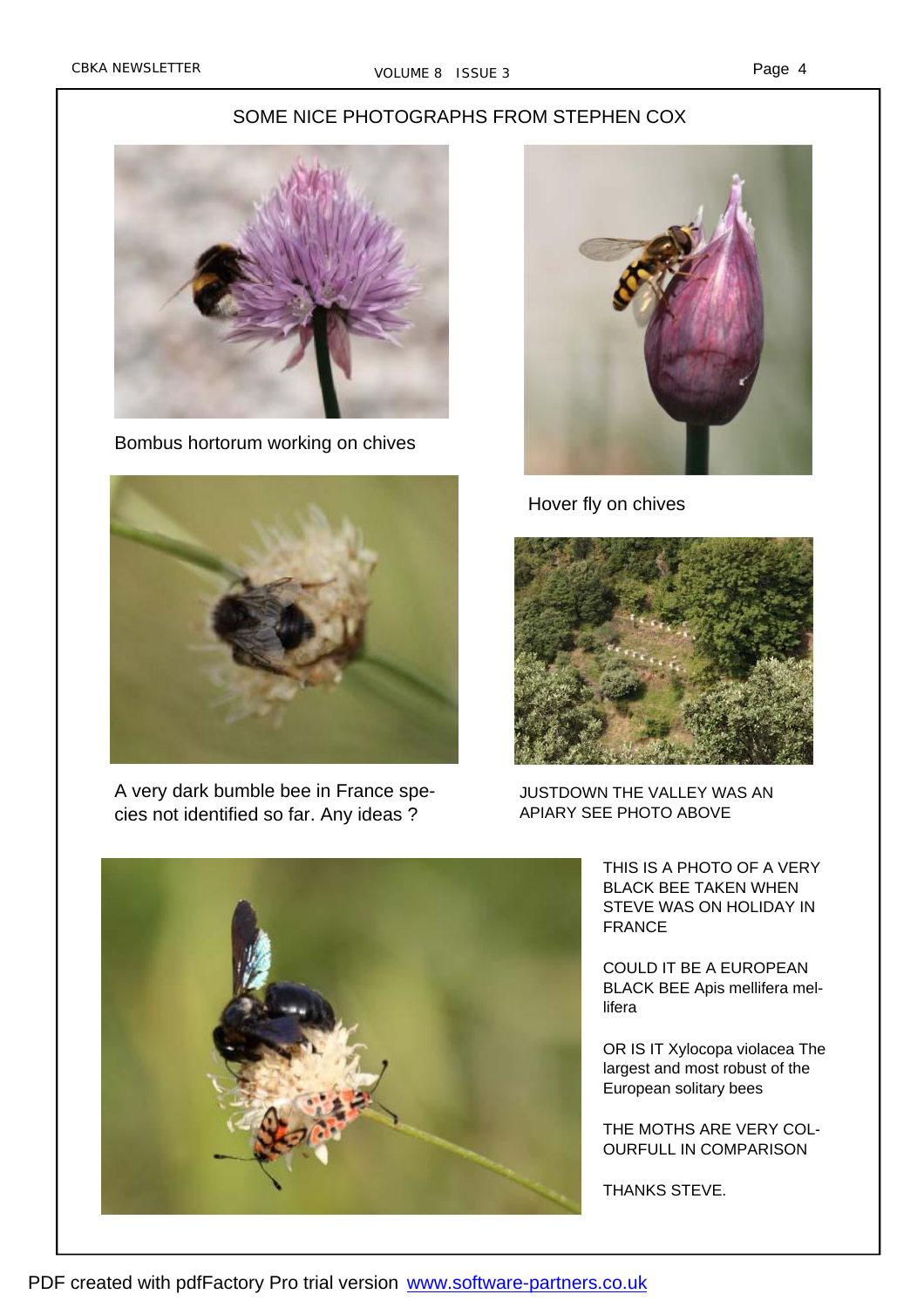## SOME NICE PHOTOGRAPHS FROM STEPHEN COX

Bombus hortorum working on chives

Hover fly on chives

A very dark bumble bee in France species not identified so far. Any ideas ?

JUSTDOWN THE VALLEY WAS AN APIARY SEE PHOTO ABOVE

THIS IS A PHOTO OF A VERY BLACK BEE TAKEN WHEN STEVE WAS ON HOLIDAY IN FRANCE

COULD IT BE A EUROPEAN BLACK BEE Apis mellifera mellifera

OR IS IT Xylocopa violacea The largest and most robust of the European solitary bees

THE MOTHS ARE VERY COLOURFULL IN COMPARISON

THANKS STEVE.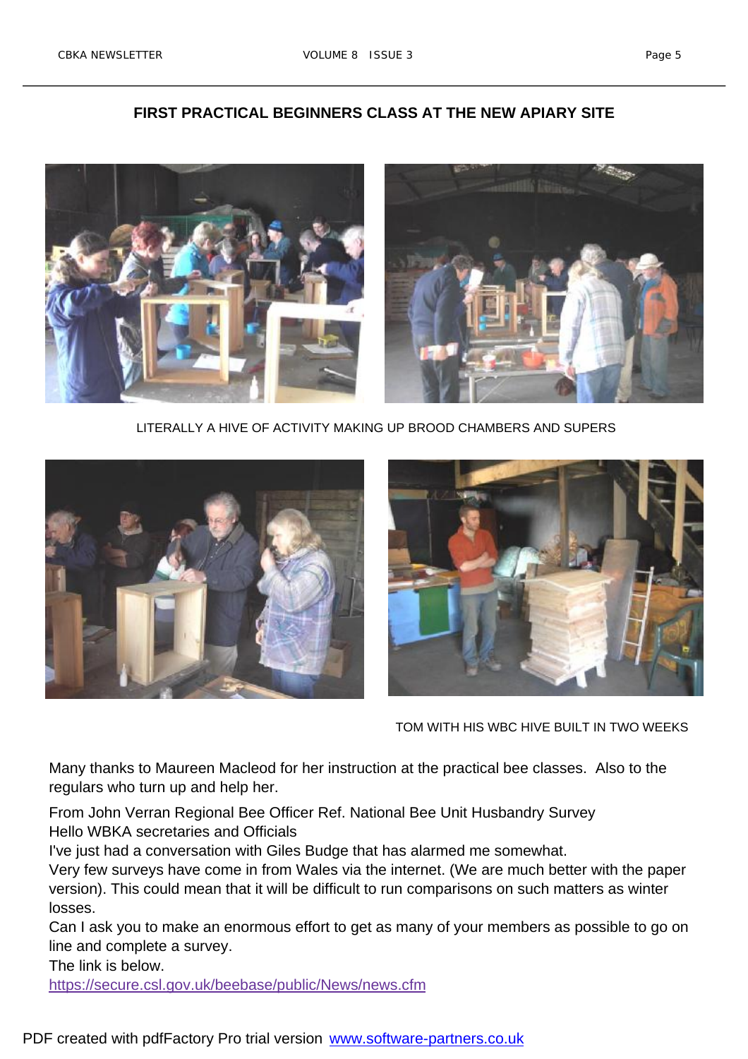## FIRST PRACTICAL BEGINNERS CLASS AT THE NEW APIARY SITE

LITERALLY A HIVE OF ACTIVITY MAKING UP BROOD CHAMBERS AND SUPERS

TOM WITH HIS WBC HIVE BUILT IN TWO WEEKS

Many thanks to Maureen Macleod for her instruction at the practical bee classes. Also to the regulars who turn up and help her.

From John Verran Regional Bee Officer Ref. National Bee Unit Husbandry Survey
Hello WBKA secretaries and Officials
I've just had a conversation with Giles Budge that has alarmed me somewhat.
Very few surveys have come in from Wales via the internet. (We are much better with the paper version). This could mean that it will be difficult to run comparisons on such matters as winter losses.
Can I ask you to make an enormous effort to get as many of your members as possible to go on line and complete a survey.
The link is below.
https://secure.csl.gov.uk/beebase/public/News/news.cfm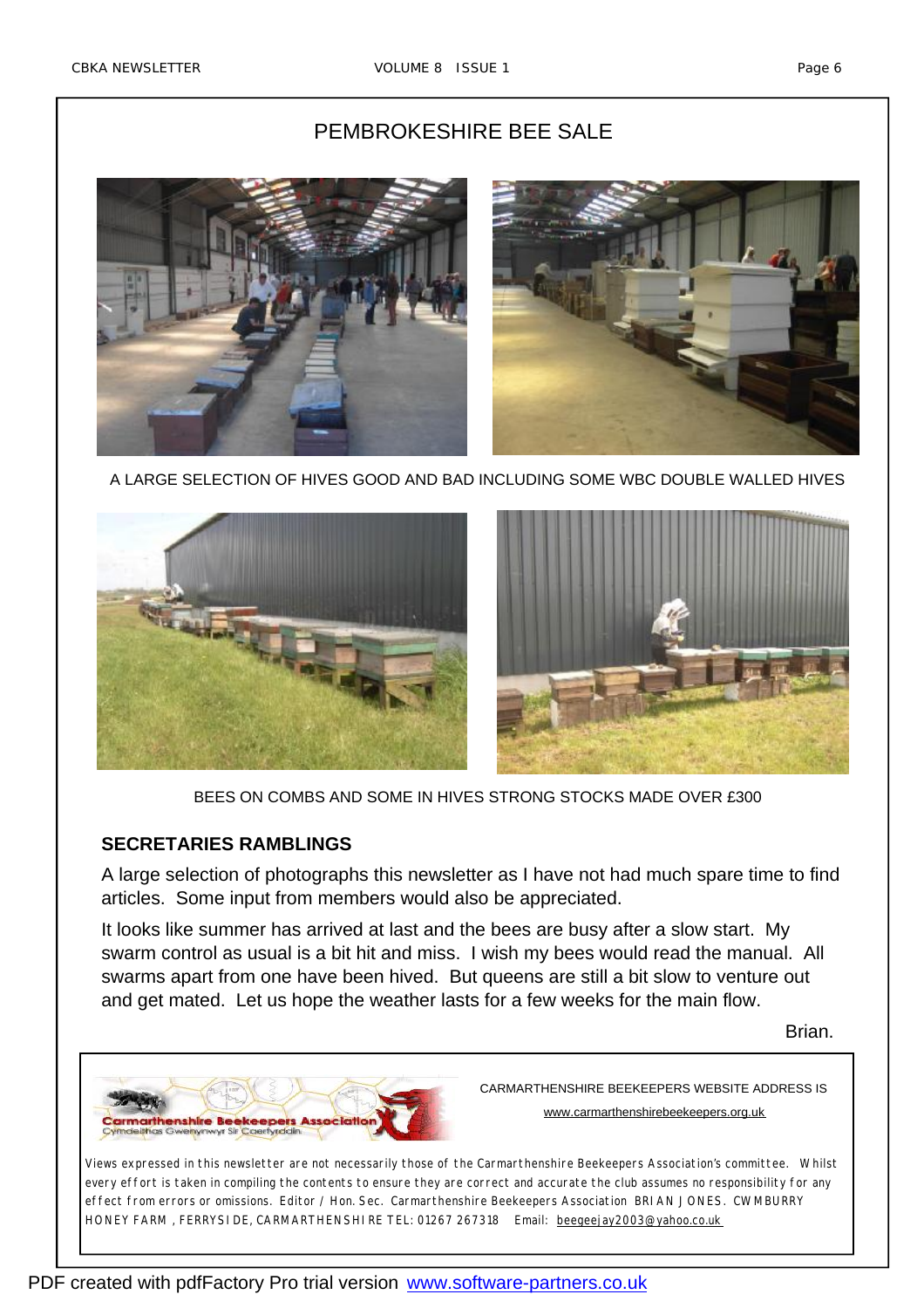# PEMBROKESHIRE BEE SALE

A LARGE SELECTION OF HIVES GOOD AND BAD INCLUDING SOME WBC DOUBLE WALLED HIVES

BEES ON COMBS AND SOME IN HIVES STRONG STOCKS MADE OVER £300

## SECRETARIES RAMBLINGS

A large selection of photographs this newsletter as I have not had much spare time to find articles. Some input from members would also be appreciated.

It looks like summer has arrived at last and the bees are busy after a slow start. My swarm control as usual is a bit hit and miss. I wish my bees would read the manual. All swarms apart from one have been hived. But queens are still a bit slow to venture out and get mated. Let us hope the weather lasts for a few weeks for the main flow.

Brian.

Carmarthenshire Beekeepers Association
Cymdeithas Gwenynwyr Sir Caerfyrddin

CARMARTHENSHIRE BEEKEEPERS WEBSITE ADDRESS IS

www.carmarthenshirebeekeepers.org.uk

Views expressed in this newsletter are not necessarily those of the Carmarthenshire Beekeepers Association's committee. Whilst every effort is taken in compiling the contents to ensure they are correct and accurate the club assumes no responsibility for any effect from errors or omissions. Editor / Hon. Sec. Carmarthenshire Beekeepers Association BRIAN JONES. CWMBURRY HONEY FARM , FERRYSIDE, CARMARTHENSHIRE TEL: 01267 267318 Email: beegeejay2003@yahoo.co.uk